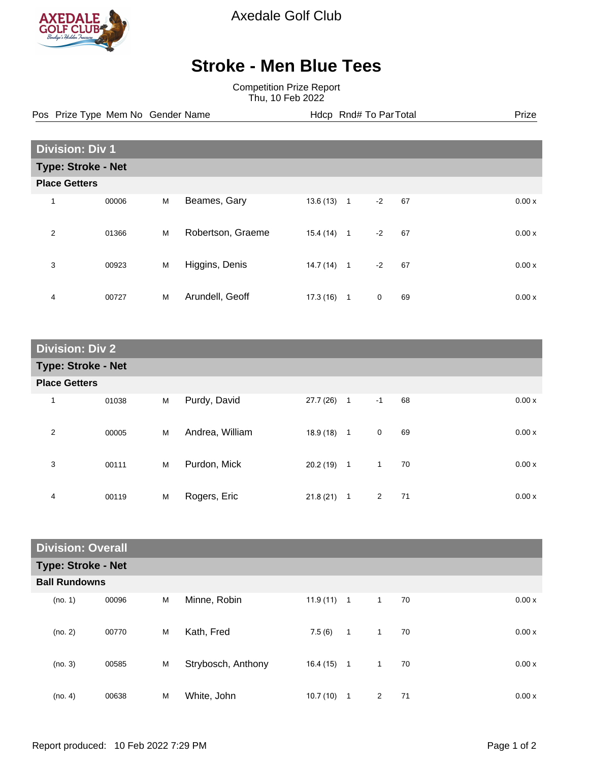Axedale Golf Club

# Stroke - Men Blue Tees

Competition Prize Report
Thu, 10 Feb 2022

## Division: Div 1

### Type: Stroke - Net

**Place Getters**

| Pos | Prize Type | Mem No | Gender | Name | Hdcp | Rnd# | To Par | Total | Prize |
|---|---|---|---|---|---|---|---|---|---|
| 1 | | 00006 | M | Beames, Gary | 13.6 (13) | 1 | -2 | 67 | 0.00 x |
| 2 | | 01366 | M | Robertson, Graeme | 15.4 (14) | 1 | -2 | 67 | 0.00 x |
| 3 | | 00923 | M | Higgins, Denis | 14.7 (14) | 1 | -2 | 67 | 0.00 x |
| 4 | | 00727 | M | Arundell, Geoff | 17.3 (16) | 1 | 0 | 69 | 0.00 x |

## Division: Div 2

### Type: Stroke - Net

**Place Getters**

| Pos | Prize Type | Mem No | Gender | Name | Hdcp | Rnd# | To Par | Total | Prize |
|---|---|---|---|---|---|---|---|---|---|
| 1 | | 01038 | M | Purdy, David | 27.7 (26) | 1 | -1 | 68 | 0.00 x |
| 2 | | 00005 | M | Andrea, William | 18.9 (18) | 1 | 0 | 69 | 0.00 x |
| 3 | | 00111 | M | Purdon, Mick | 20.2 (19) | 1 | 1 | 70 | 0.00 x |
| 4 | | 00119 | M | Rogers, Eric | 21.8 (21) | 1 | 2 | 71 | 0.00 x |

## Division: Overall

### Type: Stroke - Net

**Ball Rundowns**

| Pos | Prize Type | Mem No | Gender | Name | Hdcp | Rnd# | To Par | Total | Prize |
|---|---|---|---|---|---|---|---|---|---|
| (no. 1) | | 00096 | M | Minne, Robin | 11.9 (11) | 1 | 1 | 70 | 0.00 x |
| (no. 2) | | 00770 | M | Kath, Fred | 7.5 (6) | 1 | 1 | 70 | 0.00 x |
| (no. 3) | | 00585 | M | Strybosch, Anthony | 16.4 (15) | 1 | 1 | 70 | 0.00 x |
| (no. 4) | | 00638 | M | White, John | 10.7 (10) | 1 | 2 | 71 | 0.00 x |

Report produced: 10 Feb 2022 7:29 PM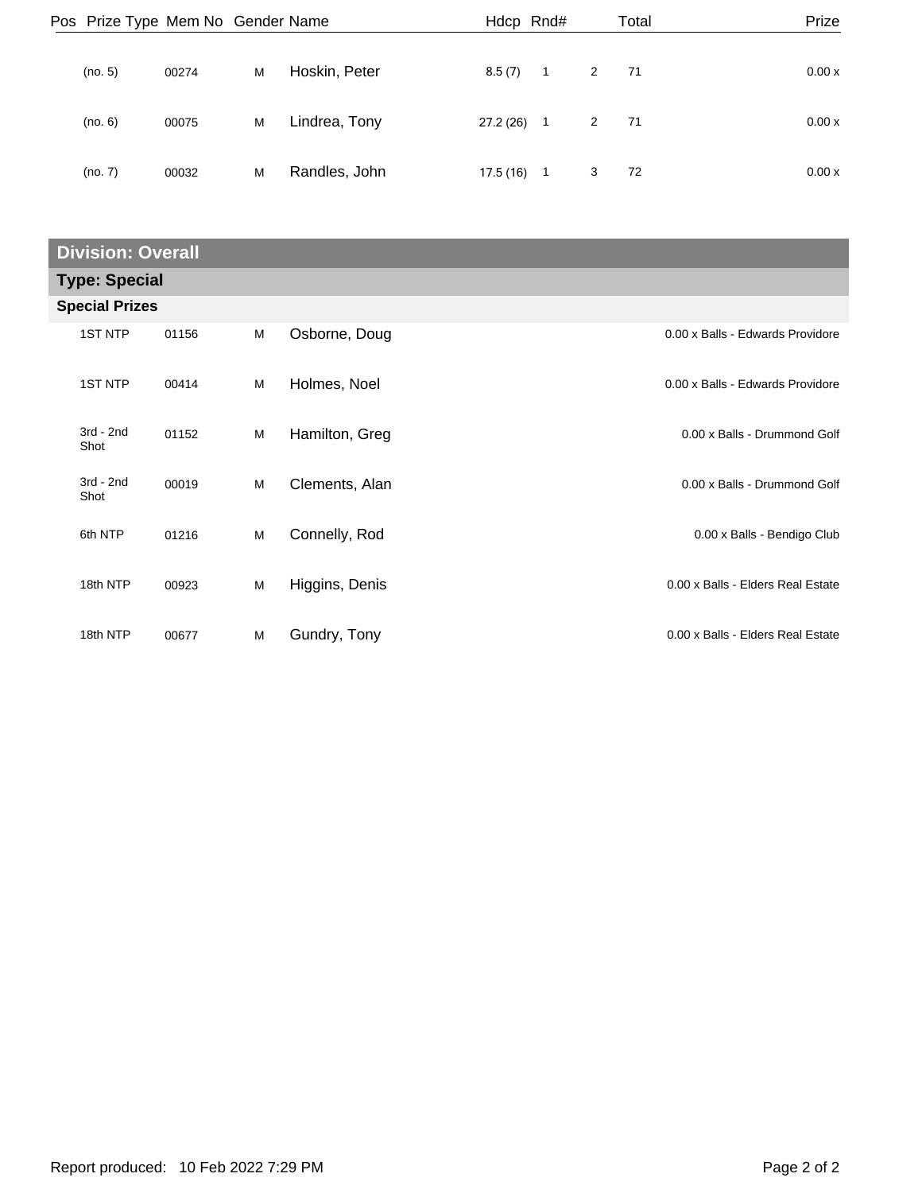| Pos | Prize Type | Mem No | Gender | Name | Hdcp | Rnd# | | Total | Prize |
|---|---|---|---|---|---|---|---|---|---|
| | (no. 5) | 00274 | M | Hoskin, Peter | 8.5 (7) | 1 | 2 | 71 | 0.00 x |
| | (no. 6) | 00075 | M | Lindrea, Tony | 27.2 (26) | 1 | 2 | 71 | 0.00 x |
| | (no. 7) | 00032 | M | Randles, John | 17.5 (16) | 1 | 3 | 72 | 0.00 x |

## Division: Overall

### Type: Special

#### Special Prizes

| | | | | |
|---|---|---|---|---|
| 1ST NTP | 01156 | M | Osborne, Doug | 0.00 x Balls - Edwards Providore |
| 1ST NTP | 00414 | M | Holmes, Noel | 0.00 x Balls - Edwards Providore |
| 3rd - 2nd Shot | 01152 | M | Hamilton, Greg | 0.00 x Balls - Drummond Golf |
| 3rd - 2nd Shot | 00019 | M | Clements, Alan | 0.00 x Balls - Drummond Golf |
| 6th NTP | 01216 | M | Connelly, Rod | 0.00 x Balls - Bendigo Club |
| 18th NTP | 00923 | M | Higgins, Denis | 0.00 x Balls - Elders Real Estate |
| 18th NTP | 00677 | M | Gundry, Tony | 0.00 x Balls - Elders Real Estate |